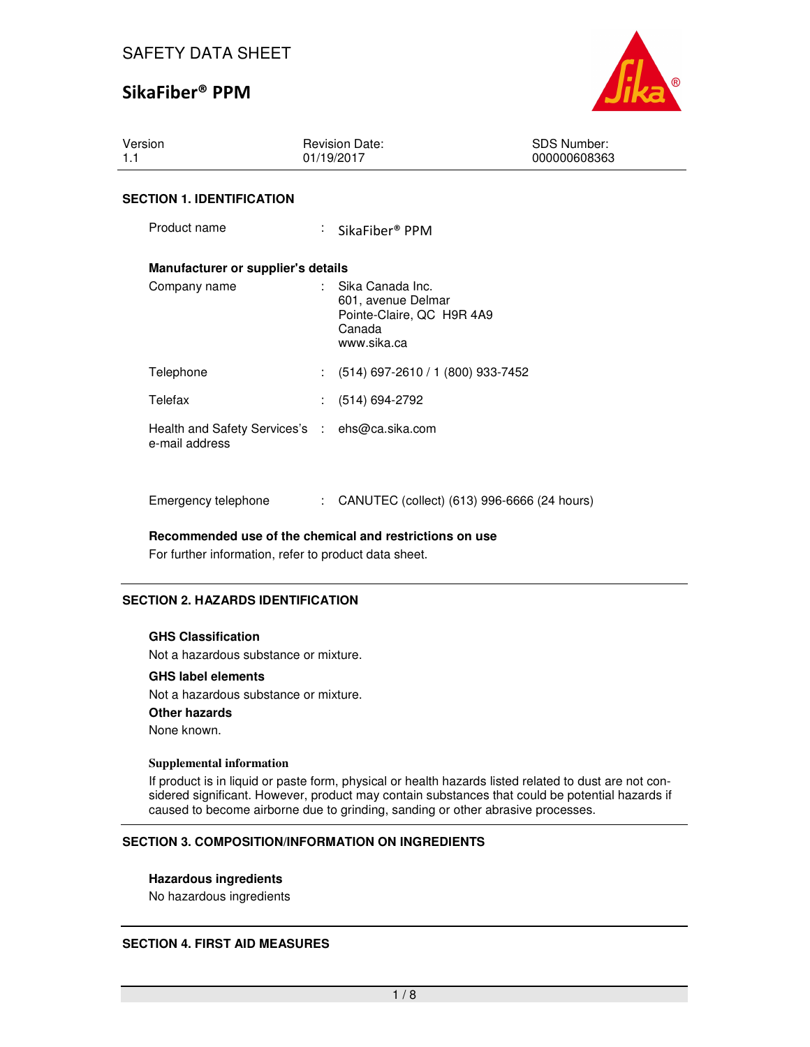# SAFETY DATA SHEET

# SikaFiber® PPM

| Version | Revision Date: | SDS Number: |
|---|---|---|
| 1.1 | 01/19/2017 | 000000608363 |

## SECTION 1. IDENTIFICATION

Product name : SikaFiber® PPM

**Manufacturer or supplier's details**

Company name : Sika Canada Inc.
601, avenue Delmar
Pointe-Claire, QC H9R 4A9
Canada
www.sika.ca

Telephone : (514) 697-2610 / 1 (800) 933-7452

Telefax : (514) 694-2792

Health and Safety Services's e-mail address : ehs@ca.sika.com

Emergency telephone : CANUTEC (collect) (613) 996-6666 (24 hours)

**Recommended use of the chemical and restrictions on use**

For further information, refer to product data sheet.

## SECTION 2. HAZARDS IDENTIFICATION

**GHS Classification**

Not a hazardous substance or mixture.

**GHS label elements**

Not a hazardous substance or mixture.

**Other hazards**

None known.

**Supplemental information**

If product is in liquid or paste form, physical or health hazards listed related to dust are not considered significant. However, product may contain substances that could be potential hazards if caused to become airborne due to grinding, sanding or other abrasive processes.

## SECTION 3. COMPOSITION/INFORMATION ON INGREDIENTS

**Hazardous ingredients**

No hazardous ingredients

## SECTION 4. FIRST AID MEASURES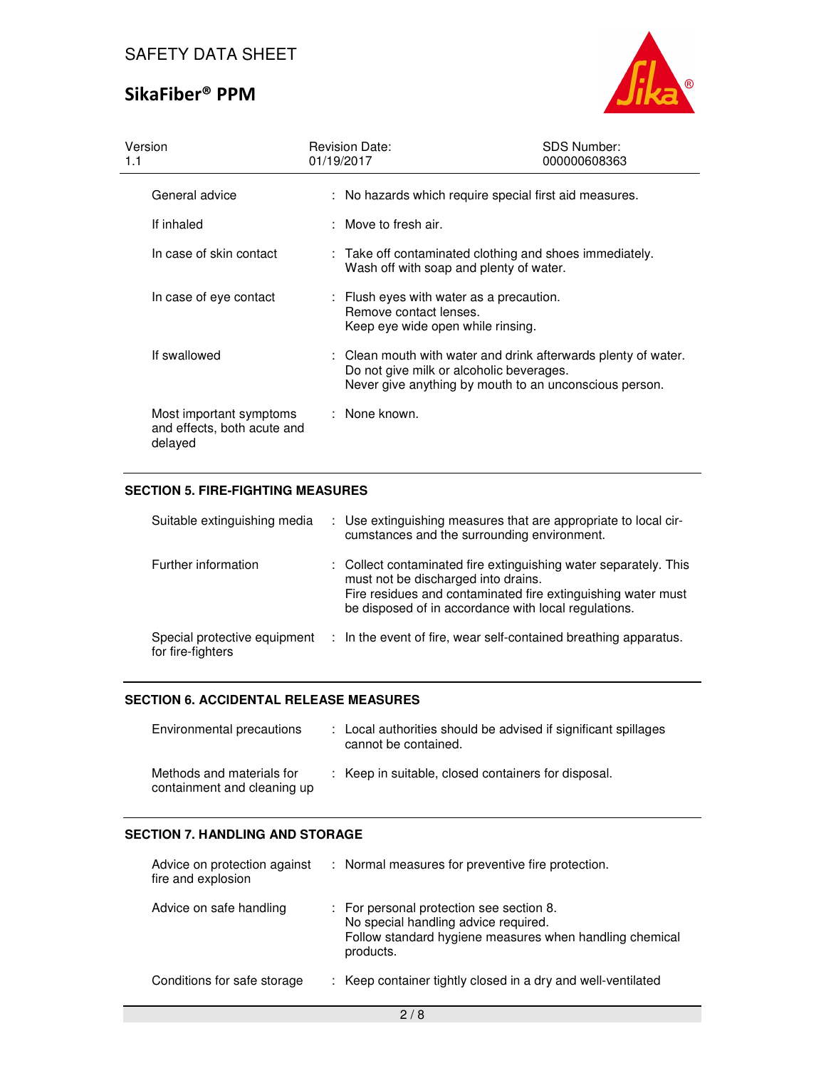| | | |
|---|---|---|
| General advice | : | No hazards which require special first aid measures. |
| If inhaled | : | Move to fresh air. |
| In case of skin contact | : | Take off contaminated clothing and shoes immediately. Wash off with soap and plenty of water. |
| In case of eye contact | : | Flush eyes with water as a precaution. Remove contact lenses. Keep eye wide open while rinsing. |
| If swallowed | : | Clean mouth with water and drink afterwards plenty of water. Do not give milk or alcoholic beverages. Never give anything by mouth to an unconscious person. |
| Most important symptoms and effects, both acute and delayed | : | None known. |

## SECTION 5. FIRE-FIGHTING MEASURES

| | | |
|---|---|---|
| Suitable extinguishing media | : | Use extinguishing measures that are appropriate to local circumstances and the surrounding environment. |
| Further information | : | Collect contaminated fire extinguishing water separately. This must not be discharged into drains. Fire residues and contaminated fire extinguishing water must be disposed of in accordance with local regulations. |
| Special protective equipment for fire-fighters | : | In the event of fire, wear self-contained breathing apparatus. |

## SECTION 6. ACCIDENTAL RELEASE MEASURES

| | | |
|---|---|---|
| Environmental precautions | : | Local authorities should be advised if significant spillages cannot be contained. |
| Methods and materials for containment and cleaning up | : | Keep in suitable, closed containers for disposal. |

## SECTION 7. HANDLING AND STORAGE

| | | |
|---|---|---|
| Advice on protection against fire and explosion | : | Normal measures for preventive fire protection. |
| Advice on safe handling | : | For personal protection see section 8. No special handling advice required. Follow standard hygiene measures when handling chemical products. |
| Conditions for safe storage | : | Keep container tightly closed in a dry and well-ventilated |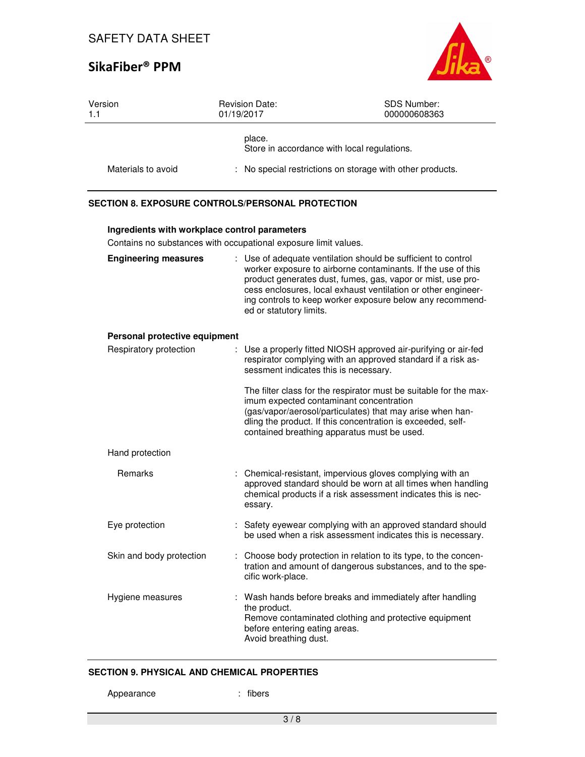place.
Store in accordance with local regulations.

Materials to avoid : No special restrictions on storage with other products.

## SECTION 8. EXPOSURE CONTROLS/PERSONAL PROTECTION

**Ingredients with workplace control parameters**

Contains no substances with occupational exposure limit values.

**Engineering measures** : Use of adequate ventilation should be sufficient to control worker exposure to airborne contaminants. If the use of this product generates dust, fumes, gas, vapor or mist, use process enclosures, local exhaust ventilation or other engineering controls to keep worker exposure below any recommended or statutory limits.

**Personal protective equipment**

Respiratory protection : Use a properly fitted NIOSH approved air-purifying or air-fed respirator complying with an approved standard if a risk assessment indicates this is necessary.

The filter class for the respirator must be suitable for the maximum expected contaminant concentration (gas/vapor/aerosol/particulates) that may arise when handling the product. If this concentration is exceeded, self-contained breathing apparatus must be used.

Hand protection

Remarks : Chemical-resistant, impervious gloves complying with an approved standard should be worn at all times when handling chemical products if a risk assessment indicates this is necessary.

Eye protection : Safety eyewear complying with an approved standard should be used when a risk assessment indicates this is necessary.

Skin and body protection : Choose body protection in relation to its type, to the concentration and amount of dangerous substances, and to the specific work-place.

Hygiene measures : Wash hands before breaks and immediately after handling the product.
Remove contaminated clothing and protective equipment before entering eating areas.
Avoid breathing dust.

## SECTION 9. PHYSICAL AND CHEMICAL PROPERTIES

Appearance : fibers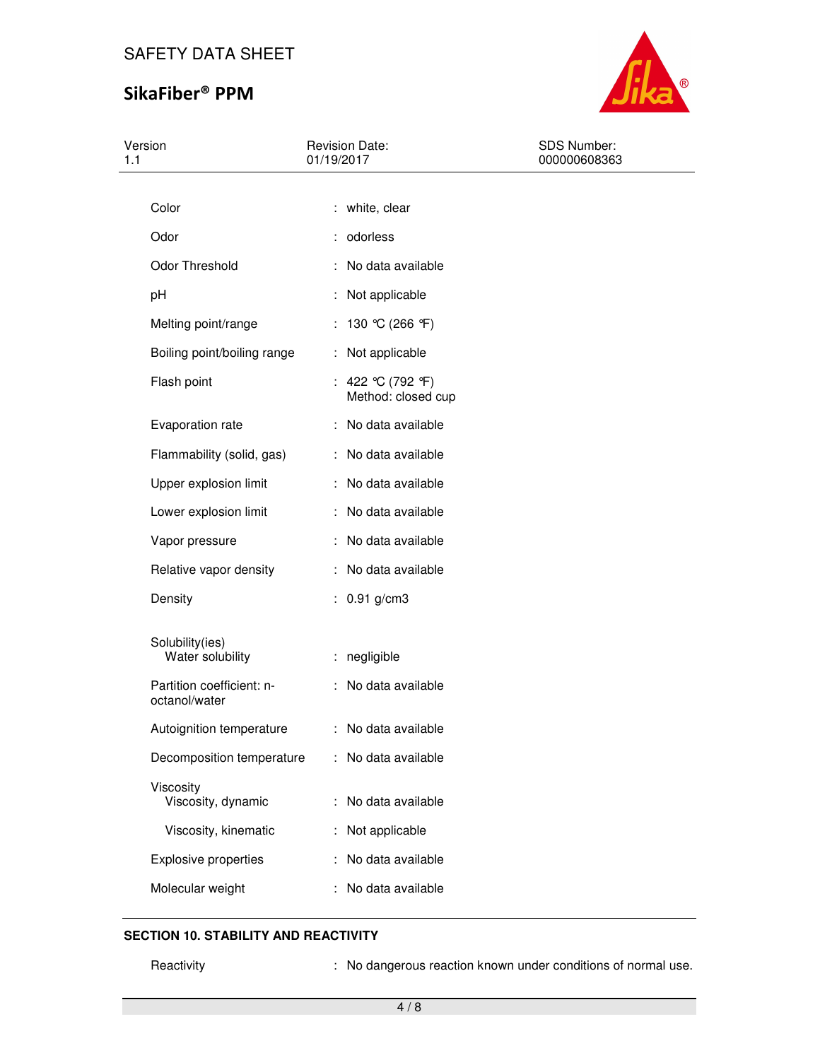| | | |
|---|---|---|
| Color | : | white, clear |
| Odor | : | odorless |
| Odor Threshold | : | No data available |
| pH | : | Not applicable |
| Melting point/range | : | 130 °C (266 °F) |
| Boiling point/boiling range | : | Not applicable |
| Flash point | : | 422 °C (792 °F)<br>Method: closed cup |
| Evaporation rate | : | No data available |
| Flammability (solid, gas) | : | No data available |
| Upper explosion limit | : | No data available |
| Lower explosion limit | : | No data available |
| Vapor pressure | : | No data available |
| Relative vapor density | : | No data available |
| Density | : | 0.91 g/cm3 |
| Solubility(ies)<br>Water solubility | : | negligible |
| Partition coefficient: n-octanol/water | : | No data available |
| Autoignition temperature | : | No data available |
| Decomposition temperature | : | No data available |
| Viscosity<br>Viscosity, dynamic | : | No data available |
| Viscosity, kinematic | : | Not applicable |
| Explosive properties | : | No data available |
| Molecular weight | : | No data available |

## SECTION 10. STABILITY AND REACTIVITY

| | | |
|---|---|---|
| Reactivity | : | No dangerous reaction known under conditions of normal use. |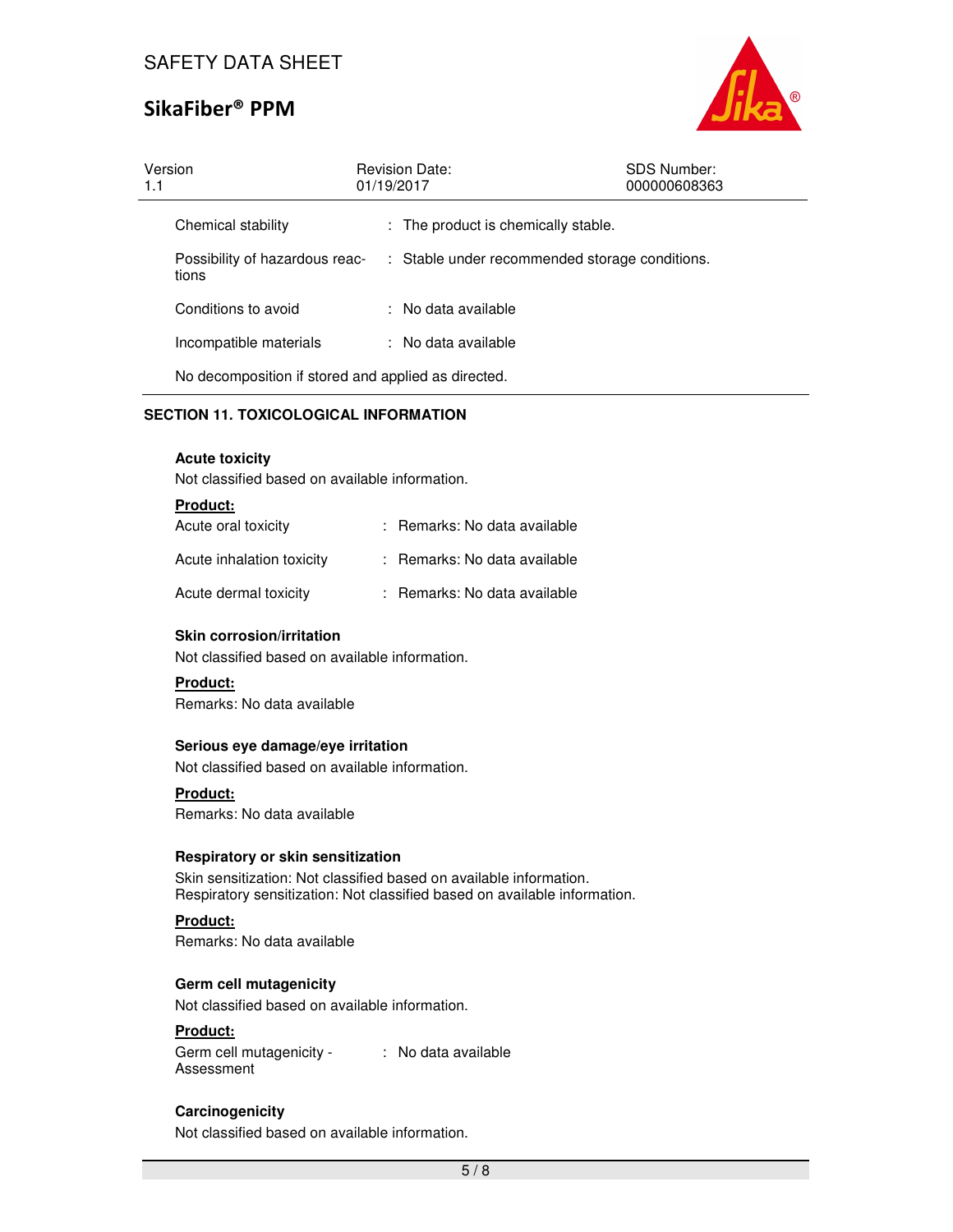| | |
|---|---|
| Chemical stability | : The product is chemically stable. |
| Possibility of hazardous reactions | : Stable under recommended storage conditions. |
| Conditions to avoid | : No data available |
| Incompatible materials | : No data available |

No decomposition if stored and applied as directed.

## SECTION 11. TOXICOLOGICAL INFORMATION

**Acute toxicity**

Not classified based on available information.

**Product:**

| | |
|---|---|
| Acute oral toxicity | : Remarks: No data available |
| Acute inhalation toxicity | : Remarks: No data available |
| Acute dermal toxicity | : Remarks: No data available |

**Skin corrosion/irritation**

Not classified based on available information.

**Product:**

Remarks: No data available

**Serious eye damage/eye irritation**

Not classified based on available information.

**Product:**

Remarks: No data available

**Respiratory or skin sensitization**

Skin sensitization: Not classified based on available information.
Respiratory sensitization: Not classified based on available information.

**Product:**

Remarks: No data available

**Germ cell mutagenicity**

Not classified based on available information.

**Product:**

| | |
|---|---|
| Germ cell mutagenicity - Assessment | : No data available |

**Carcinogenicity**

Not classified based on available information.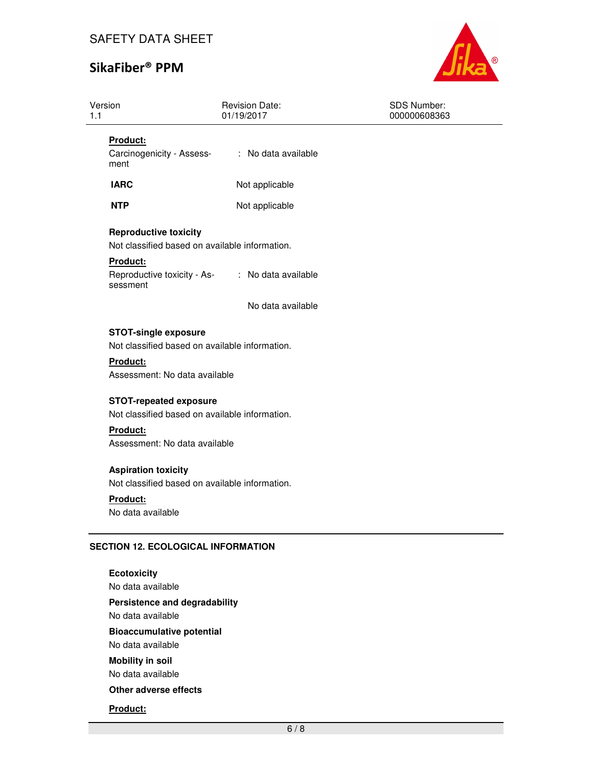**Product:**

Carcinogenicity - Assessment : No data available

**IARC** Not applicable

**NTP** Not applicable

**Reproductive toxicity**

Not classified based on available information.

**Product:**

Reproductive toxicity - Assessment : No data available

No data available

**STOT-single exposure**

Not classified based on available information.

**Product:**

Assessment: No data available

**STOT-repeated exposure**

Not classified based on available information.

**Product:**

Assessment: No data available

**Aspiration toxicity**

Not classified based on available information.

**Product:**

No data available

## SECTION 12. ECOLOGICAL INFORMATION

**Ecotoxicity**

No data available

**Persistence and degradability**

No data available

**Bioaccumulative potential**

No data available

**Mobility in soil**

No data available

**Other adverse effects**

**Product:**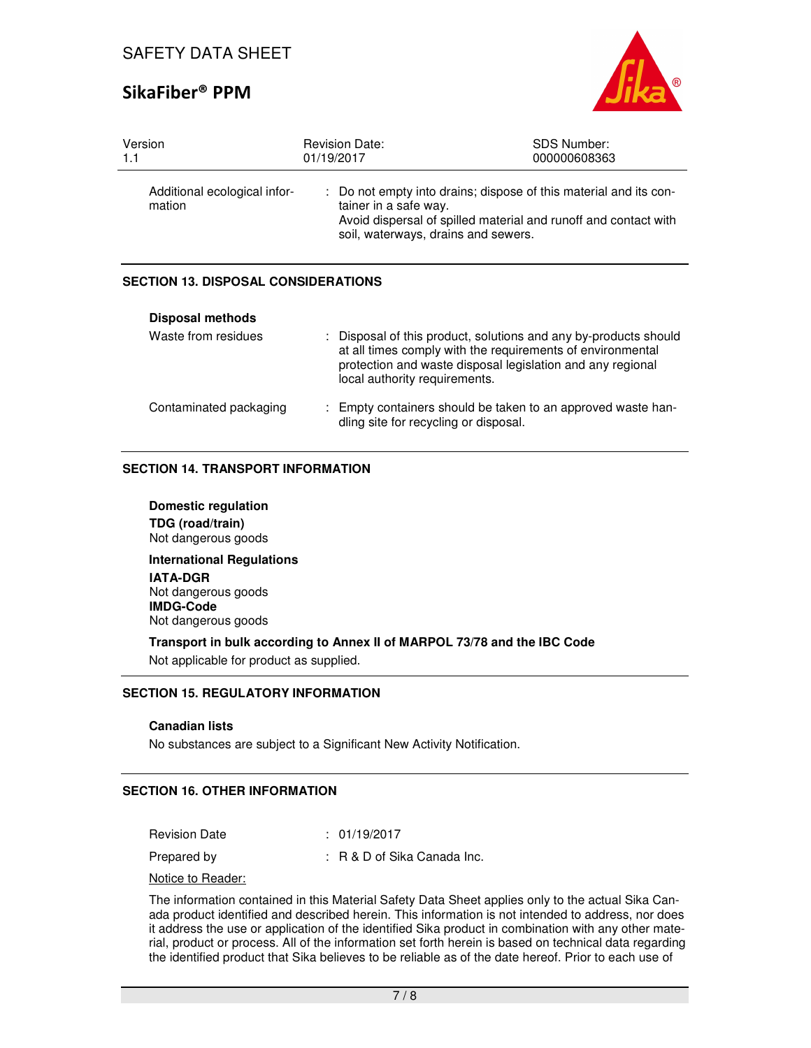| | |
|---|---|
| Additional ecological information | : Do not empty into drains; dispose of this material and its container in a safe way. Avoid dispersal of spilled material and runoff and contact with soil, waterways, drains and sewers. |

## SECTION 13. DISPOSAL CONSIDERATIONS

**Disposal methods**

| | |
|---|---|
| Waste from residues | : Disposal of this product, solutions and any by-products should at all times comply with the requirements of environmental protection and waste disposal legislation and any regional local authority requirements. |
| Contaminated packaging | : Empty containers should be taken to an approved waste handling site for recycling or disposal. |

## SECTION 14. TRANSPORT INFORMATION

**Domestic regulation**

**TDG (road/train)**
Not dangerous goods

**International Regulations**

**IATA-DGR**
Not dangerous goods

**IMDG-Code**
Not dangerous goods

**Transport in bulk according to Annex II of MARPOL 73/78 and the IBC Code**

Not applicable for product as supplied.

## SECTION 15. REGULATORY INFORMATION

**Canadian lists**

No substances are subject to a Significant New Activity Notification.

## SECTION 16. OTHER INFORMATION

| | |
|---|---|
| Revision Date | : 01/19/2017 |
| Prepared by | : R & D of Sika Canada Inc. |

Notice to Reader:

The information contained in this Material Safety Data Sheet applies only to the actual Sika Canada product identified and described herein. This information is not intended to address, nor does it address the use or application of the identified Sika product in combination with any other material, product or process. All of the information set forth herein is based on technical data regarding the identified product that Sika believes to be reliable as of the date hereof. Prior to each use of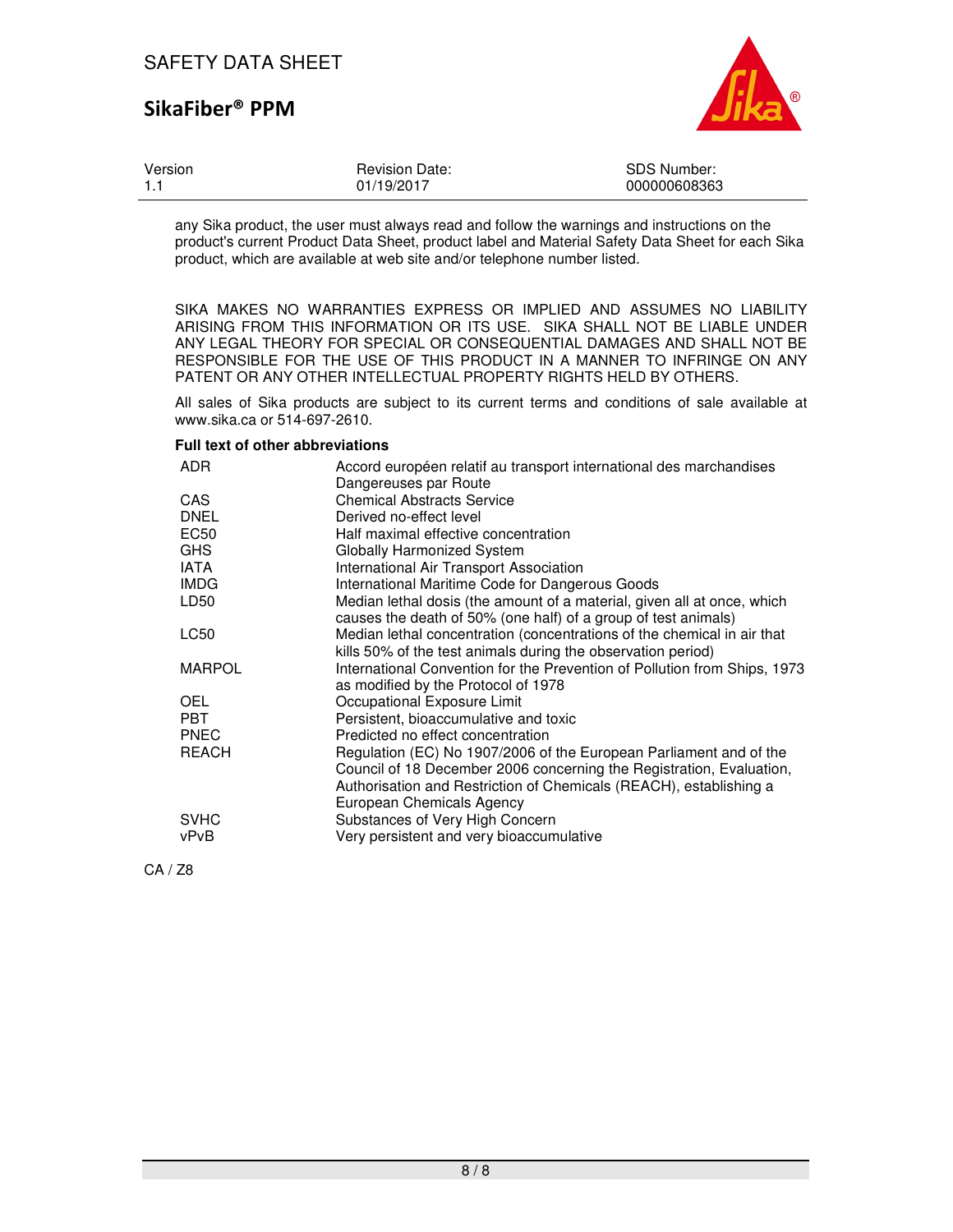any Sika product, the user must always read and follow the warnings and instructions on the product's current Product Data Sheet, product label and Material Safety Data Sheet for each Sika product, which are available at web site and/or telephone number listed.

SIKA MAKES NO WARRANTIES EXPRESS OR IMPLIED AND ASSUMES NO LIABILITY ARISING FROM THIS INFORMATION OR ITS USE. SIKA SHALL NOT BE LIABLE UNDER ANY LEGAL THEORY FOR SPECIAL OR CONSEQUENTIAL DAMAGES AND SHALL NOT BE RESPONSIBLE FOR THE USE OF THIS PRODUCT IN A MANNER TO INFRINGE ON ANY PATENT OR ANY OTHER INTELLECTUAL PROPERTY RIGHTS HELD BY OTHERS.

All sales of Sika products are subject to its current terms and conditions of sale available at www.sika.ca or 514-697-2610.

**Full text of other abbreviations**

| | |
|---|---|
| ADR | Accord européen relatif au transport international des marchandises Dangereuses par Route |
| CAS | Chemical Abstracts Service |
| DNEL | Derived no-effect level |
| EC50 | Half maximal effective concentration |
| GHS | Globally Harmonized System |
| IATA | International Air Transport Association |
| IMDG | International Maritime Code for Dangerous Goods |
| LD50 | Median lethal dosis (the amount of a material, given all at once, which causes the death of 50% (one half) of a group of test animals) |
| LC50 | Median lethal concentration (concentrations of the chemical in air that kills 50% of the test animals during the observation period) |
| MARPOL | International Convention for the Prevention of Pollution from Ships, 1973 as modified by the Protocol of 1978 |
| OEL | Occupational Exposure Limit |
| PBT | Persistent, bioaccumulative and toxic |
| PNEC | Predicted no effect concentration |
| REACH | Regulation (EC) No 1907/2006 of the European Parliament and of the Council of 18 December 2006 concerning the Registration, Evaluation, Authorisation and Restriction of Chemicals (REACH), establishing a European Chemicals Agency |
| SVHC | Substances of Very High Concern |
| vPvB | Very persistent and very bioaccumulative |

CA / Z8